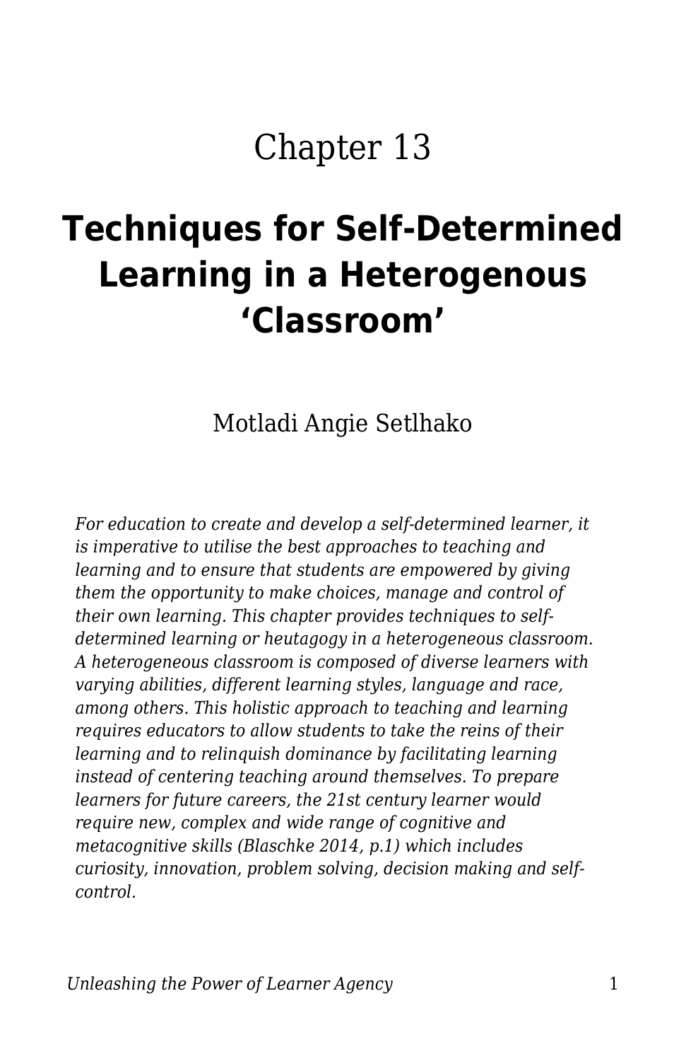# Chapter 13

# Techniques for Self-Determined Learning in a Heterogenous 'Classroom'

Motladi Angie Setlhako

*For education to create and develop a self-determined learner, it is imperative to utilise the best approaches to teaching and learning and to ensure that students are empowered by giving them the opportunity to make choices, manage and control of their own learning. This chapter provides techniques to self-determined learning or heutagogy in a heterogeneous classroom. A heterogeneous classroom is composed of diverse learners with varying abilities, different learning styles, language and race, among others. This holistic approach to teaching and learning requires educators to allow students to take the reins of their learning and to relinquish dominance by facilitating learning instead of centering teaching around themselves. To prepare learners for future careers, the 21st century learner would require new, complex and wide range of cognitive and metacognitive skills (Blaschke 2014, p.1) which includes curiosity, innovation, problem solving, decision making and self-control.*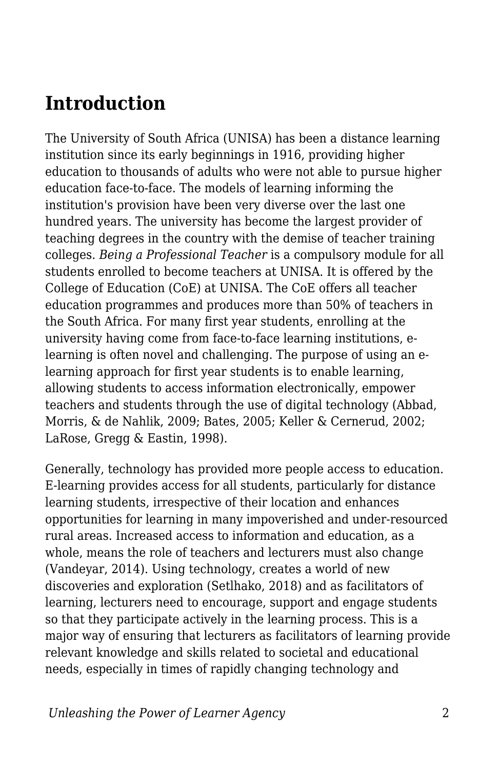## Introduction

The University of South Africa (UNISA) has been a distance learning institution since its early beginnings in 1916, providing higher education to thousands of adults who were not able to pursue higher education face-to-face. The models of learning informing the institution's provision have been very diverse over the last one hundred years. The university has become the largest provider of teaching degrees in the country with the demise of teacher training colleges. *Being a Professional Teacher* is a compulsory module for all students enrolled to become teachers at UNISA. It is offered by the College of Education (CoE) at UNISA. The CoE offers all teacher education programmes and produces more than 50% of teachers in the South Africa. For many first year students, enrolling at the university having come from face-to-face learning institutions, e-learning is often novel and challenging. The purpose of using an e-learning approach for first year students is to enable learning, allowing students to access information electronically, empower teachers and students through the use of digital technology (Abbad, Morris, & de Nahlik, 2009; Bates, 2005; Keller & Cernerud, 2002; LaRose, Gregg & Eastin, 1998).

Generally, technology has provided more people access to education. E-learning provides access for all students, particularly for distance learning students, irrespective of their location and enhances opportunities for learning in many impoverished and under-resourced rural areas. Increased access to information and education, as a whole, means the role of teachers and lecturers must also change (Vandeyar, 2014). Using technology, creates a world of new discoveries and exploration (Setlhako, 2018) and as facilitators of learning, lecturers need to encourage, support and engage students so that they participate actively in the learning process. This is a major way of ensuring that lecturers as facilitators of learning provide relevant knowledge and skills related to societal and educational needs, especially in times of rapidly changing technology and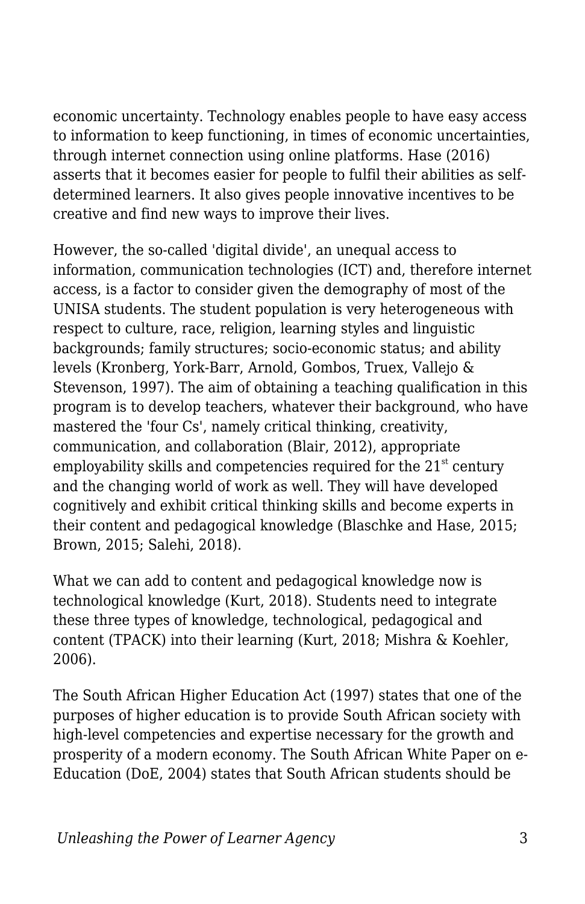economic uncertainty. Technology enables people to have easy access to information to keep functioning, in times of economic uncertainties, through internet connection using online platforms. Hase (2016) asserts that it becomes easier for people to fulfil their abilities as self-determined learners. It also gives people innovative incentives to be creative and find new ways to improve their lives.

However, the so-called 'digital divide', an unequal access to information, communication technologies (ICT) and, therefore internet access, is a factor to consider given the demography of most of the UNISA students. The student population is very heterogeneous with respect to culture, race, religion, learning styles and linguistic backgrounds; family structures; socio-economic status; and ability levels (Kronberg, York-Barr, Arnold, Gombos, Truex, Vallejo & Stevenson, 1997). The aim of obtaining a teaching qualification in this program is to develop teachers, whatever their background, who have mastered the 'four Cs', namely critical thinking, creativity, communication, and collaboration (Blair, 2012), appropriate employability skills and competencies required for the 21st century and the changing world of work as well. They will have developed cognitively and exhibit critical thinking skills and become experts in their content and pedagogical knowledge (Blaschke and Hase, 2015; Brown, 2015; Salehi, 2018).

What we can add to content and pedagogical knowledge now is technological knowledge (Kurt, 2018). Students need to integrate these three types of knowledge, technological, pedagogical and content (TPACK) into their learning (Kurt, 2018; Mishra & Koehler, 2006).

The South African Higher Education Act (1997) states that one of the purposes of higher education is to provide South African society with high-level competencies and expertise necessary for the growth and prosperity of a modern economy. The South African White Paper on e-Education (DoE, 2004) states that South African students should be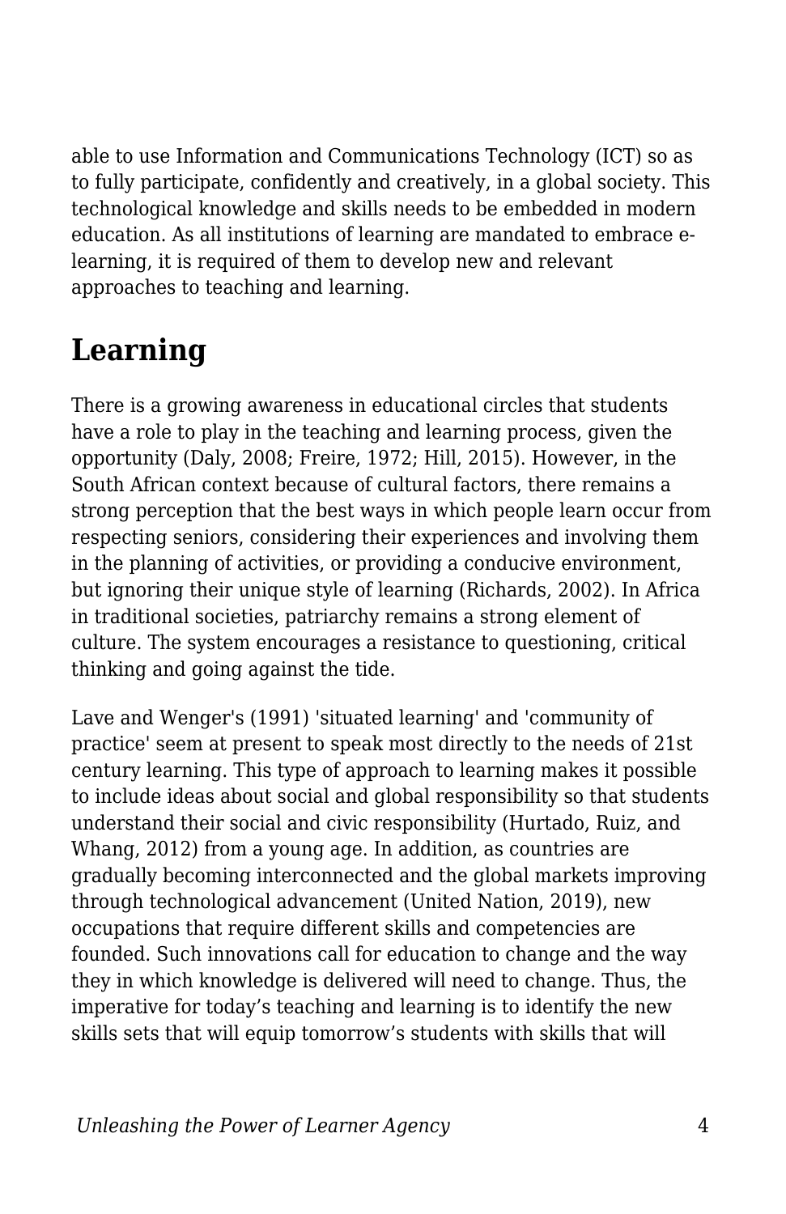able to use Information and Communications Technology (ICT) so as to fully participate, confidently and creatively, in a global society. This technological knowledge and skills needs to be embedded in modern education. As all institutions of learning are mandated to embrace e-learning, it is required of them to develop new and relevant approaches to teaching and learning.

## Learning

There is a growing awareness in educational circles that students have a role to play in the teaching and learning process, given the opportunity (Daly, 2008; Freire, 1972; Hill, 2015). However, in the South African context because of cultural factors, there remains a strong perception that the best ways in which people learn occur from respecting seniors, considering their experiences and involving them in the planning of activities, or providing a conducive environment, but ignoring their unique style of learning (Richards, 2002). In Africa in traditional societies, patriarchy remains a strong element of culture. The system encourages a resistance to questioning, critical thinking and going against the tide.

Lave and Wenger's (1991) 'situated learning' and 'community of practice' seem at present to speak most directly to the needs of 21st century learning. This type of approach to learning makes it possible to include ideas about social and global responsibility so that students understand their social and civic responsibility (Hurtado, Ruiz, and Whang, 2012) from a young age. In addition, as countries are gradually becoming interconnected and the global markets improving through technological advancement (United Nation, 2019), new occupations that require different skills and competencies are founded. Such innovations call for education to change and the way they in which knowledge is delivered will need to change. Thus, the imperative for today's teaching and learning is to identify the new skills sets that will equip tomorrow's students with skills that will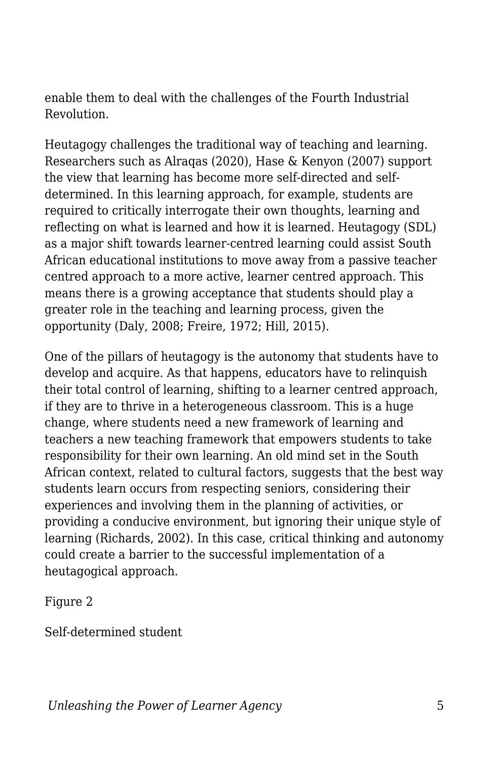enable them to deal with the challenges of the Fourth Industrial Revolution.

Heutagogy challenges the traditional way of teaching and learning. Researchers such as Alraqas (2020), Hase & Kenyon (2007) support the view that learning has become more self-directed and self-determined. In this learning approach, for example, students are required to critically interrogate their own thoughts, learning and reflecting on what is learned and how it is learned. Heutagogy (SDL) as a major shift towards learner-centred learning could assist South African educational institutions to move away from a passive teacher centred approach to a more active, learner centred approach. This means there is a growing acceptance that students should play a greater role in the teaching and learning process, given the opportunity (Daly, 2008; Freire, 1972; Hill, 2015).

One of the pillars of heutagogy is the autonomy that students have to develop and acquire. As that happens, educators have to relinquish their total control of learning, shifting to a learner centred approach, if they are to thrive in a heterogeneous classroom. This is a huge change, where students need a new framework of learning and teachers a new teaching framework that empowers students to take responsibility for their own learning. An old mind set in the South African context, related to cultural factors, suggests that the best way students learn occurs from respecting seniors, considering their experiences and involving them in the planning of activities, or providing a conducive environment, but ignoring their unique style of learning (Richards, 2002). In this case, critical thinking and autonomy could create a barrier to the successful implementation of a heutagogical approach.

Figure 2

Self-determined student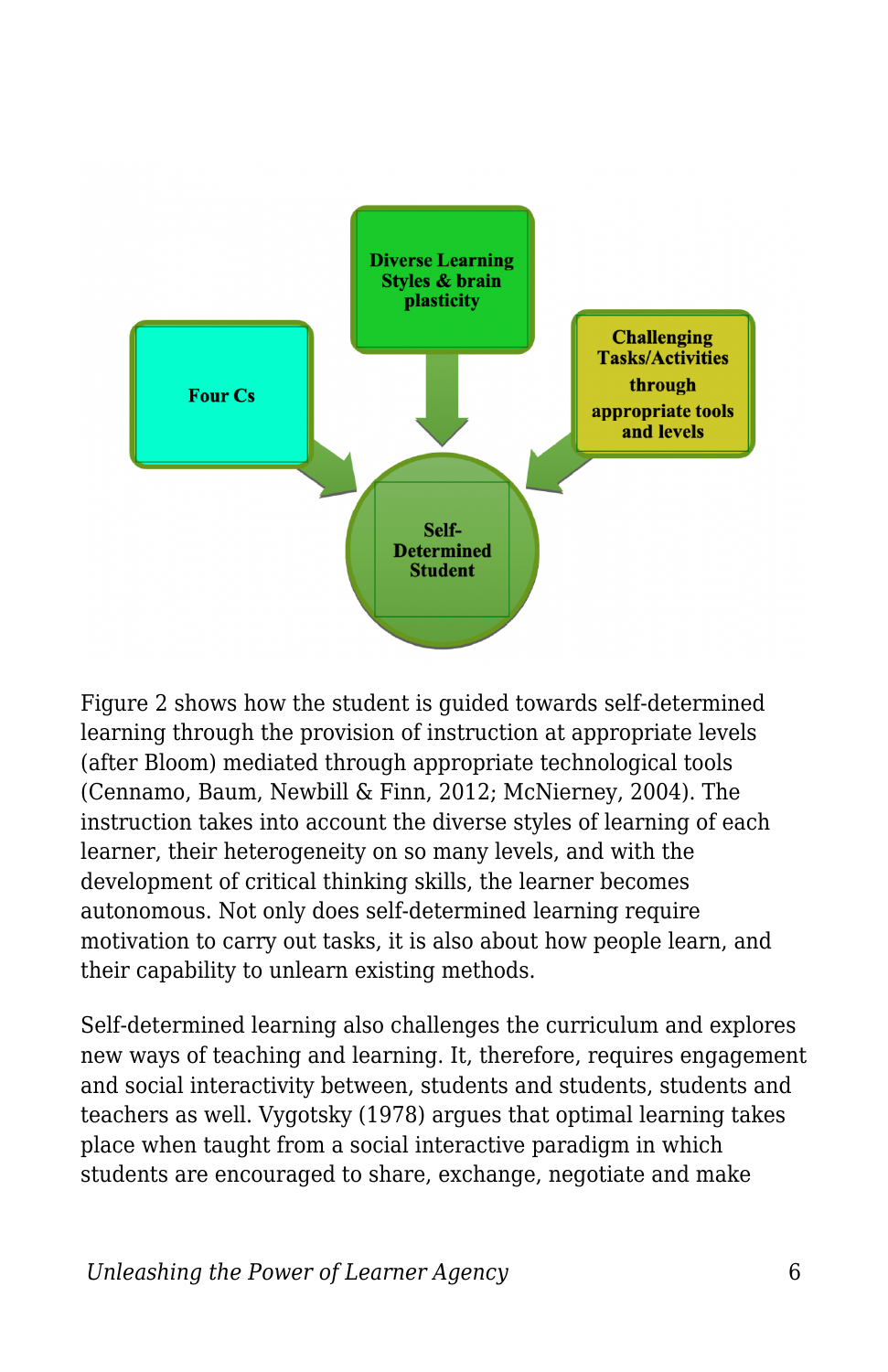Four Cs

Diverse Learning Styles & brain plasticity

Challenging Tasks/Activities through appropriate tools and levels

Self-Determined Student

Figure 2 shows how the student is guided towards self-determined learning through the provision of instruction at appropriate levels (after Bloom) mediated through appropriate technological tools (Cennamo, Baum, Newbill & Finn, 2012; McNierney, 2004). The instruction takes into account the diverse styles of learning of each learner, their heterogeneity on so many levels, and with the development of critical thinking skills, the learner becomes autonomous. Not only does self-determined learning require motivation to carry out tasks, it is also about how people learn, and their capability to unlearn existing methods.

Self-determined learning also challenges the curriculum and explores new ways of teaching and learning. It, therefore, requires engagement and social interactivity between, students and students, students and teachers as well. Vygotsky (1978) argues that optimal learning takes place when taught from a social interactive paradigm in which students are encouraged to share, exchange, negotiate and make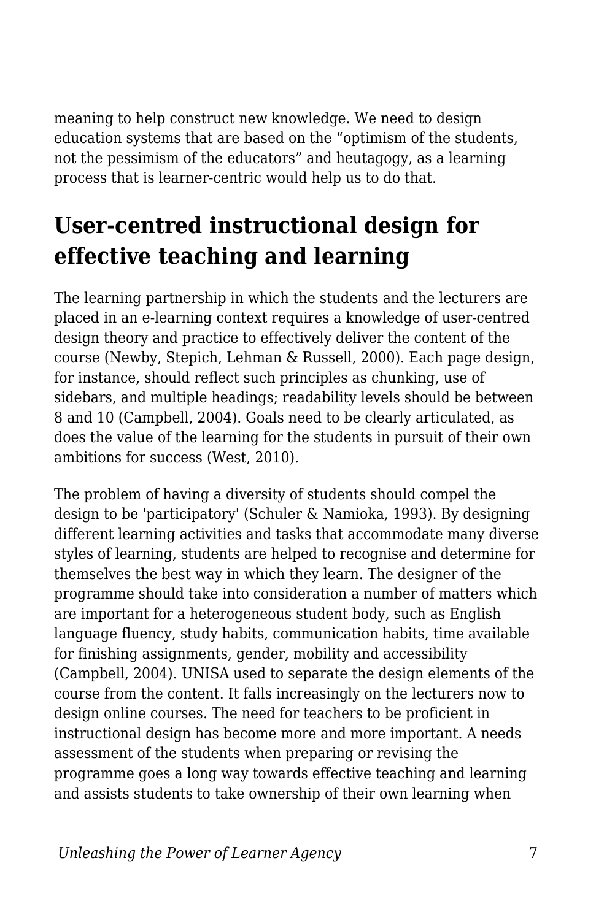meaning to help construct new knowledge. We need to design education systems that are based on the “optimism of the students, not the pessimism of the educators” and heutagogy, as a learning process that is learner-centric would help us to do that.

## User-centred instructional design for effective teaching and learning

The learning partnership in which the students and the lecturers are placed in an e-learning context requires a knowledge of user-centred design theory and practice to effectively deliver the content of the course (Newby, Stepich, Lehman & Russell, 2000). Each page design, for instance, should reflect such principles as chunking, use of sidebars, and multiple headings; readability levels should be between 8 and 10 (Campbell, 2004). Goals need to be clearly articulated, as does the value of the learning for the students in pursuit of their own ambitions for success (West, 2010).

The problem of having a diversity of students should compel the design to be 'participatory' (Schuler & Namioka, 1993). By designing different learning activities and tasks that accommodate many diverse styles of learning, students are helped to recognise and determine for themselves the best way in which they learn. The designer of the programme should take into consideration a number of matters which are important for a heterogeneous student body, such as English language fluency, study habits, communication habits, time available for finishing assignments, gender, mobility and accessibility (Campbell, 2004). UNISA used to separate the design elements of the course from the content. It falls increasingly on the lecturers now to design online courses. The need for teachers to be proficient in instructional design has become more and more important. A needs assessment of the students when preparing or revising the programme goes a long way towards effective teaching and learning and assists students to take ownership of their own learning when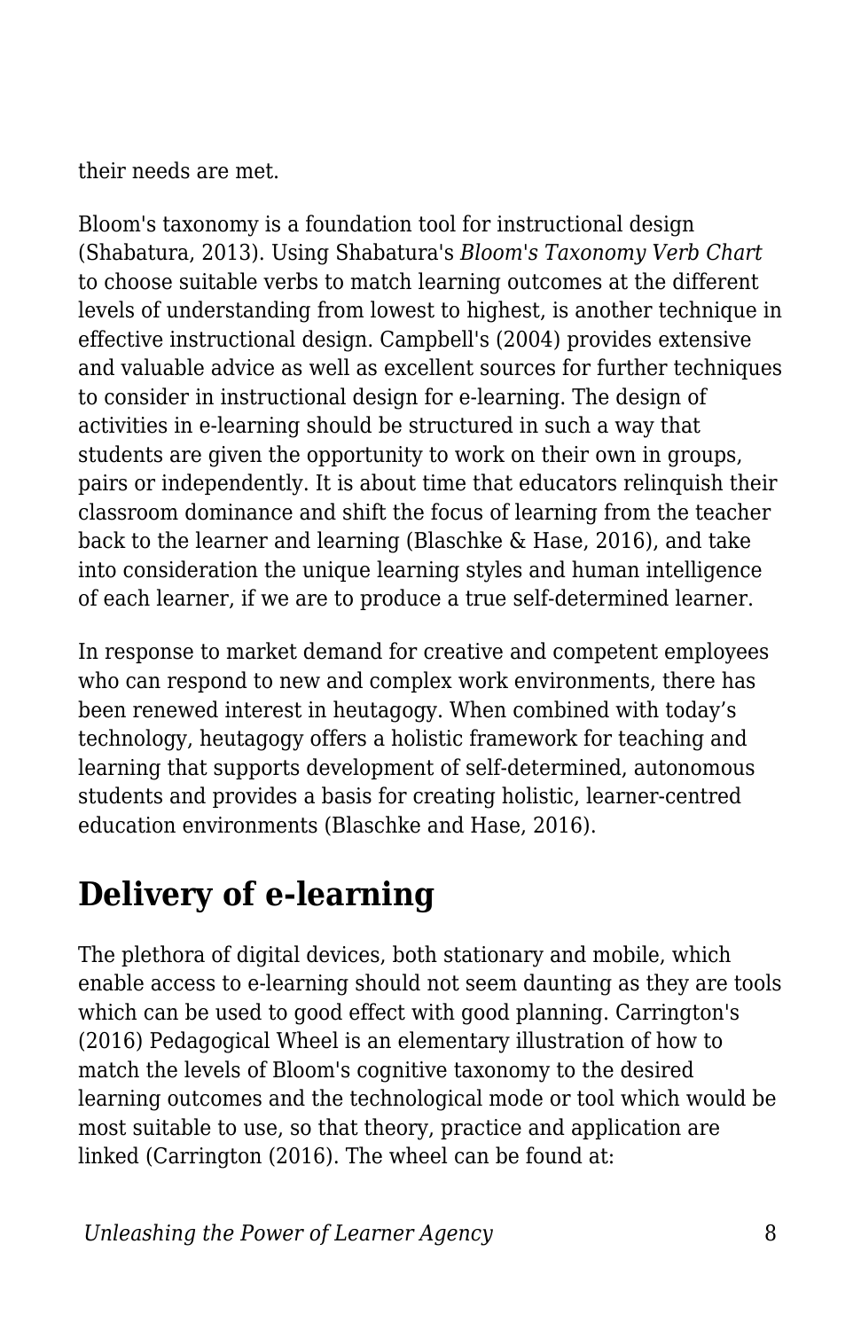their needs are met.

Bloom's taxonomy is a foundation tool for instructional design (Shabatura, 2013). Using Shabatura's *Bloom's Taxonomy Verb Chart* to choose suitable verbs to match learning outcomes at the different levels of understanding from lowest to highest, is another technique in effective instructional design. Campbell's (2004) provides extensive and valuable advice as well as excellent sources for further techniques to consider in instructional design for e-learning. The design of activities in e-learning should be structured in such a way that students are given the opportunity to work on their own in groups, pairs or independently. It is about time that educators relinquish their classroom dominance and shift the focus of learning from the teacher back to the learner and learning (Blaschke & Hase, 2016), and take into consideration the unique learning styles and human intelligence of each learner, if we are to produce a true self-determined learner.

In response to market demand for creative and competent employees who can respond to new and complex work environments, there has been renewed interest in heutagogy. When combined with today’s technology, heutagogy offers a holistic framework for teaching and learning that supports development of self-determined, autonomous students and provides a basis for creating holistic, learner-centred education environments (Blaschke and Hase, 2016).

## Delivery of e-learning

The plethora of digital devices, both stationary and mobile, which enable access to e-learning should not seem daunting as they are tools which can be used to good effect with good planning. Carrington's (2016) Pedagogical Wheel is an elementary illustration of how to match the levels of Bloom's cognitive taxonomy to the desired learning outcomes and the technological mode or tool which would be most suitable to use, so that theory, practice and application are linked (Carrington (2016). The wheel can be found at: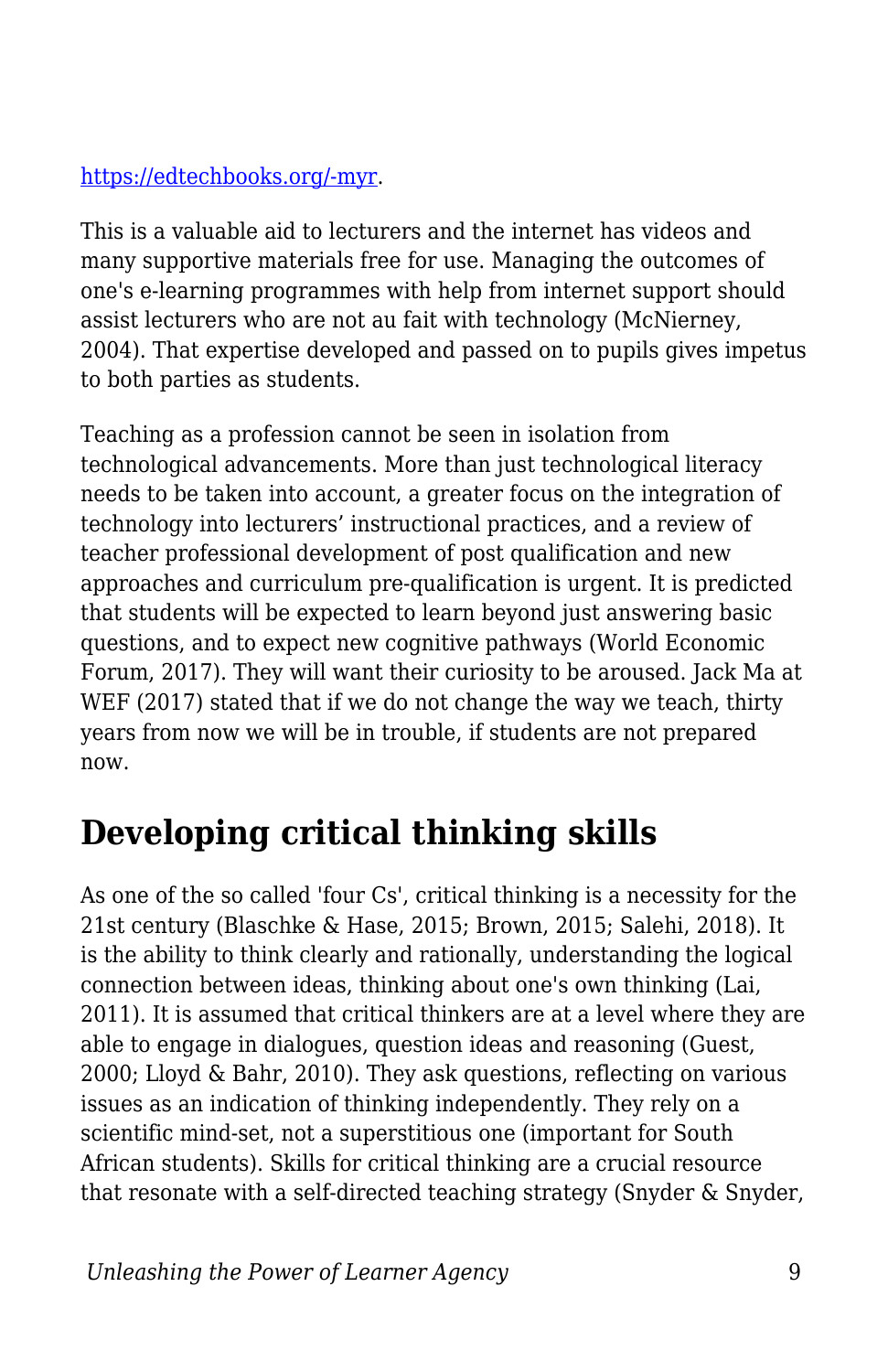[https://edtechbooks.org/-myr](https://edtechbooks.org/-myr).

This is a valuable aid to lecturers and the internet has videos and many supportive materials free for use. Managing the outcomes of one's e-learning programmes with help from internet support should assist lecturers who are not au fait with technology (McNierney, 2004). That expertise developed and passed on to pupils gives impetus to both parties as students.

Teaching as a profession cannot be seen in isolation from technological advancements. More than just technological literacy needs to be taken into account, a greater focus on the integration of technology into lecturers' instructional practices, and a review of teacher professional development of post qualification and new approaches and curriculum pre-qualification is urgent. It is predicted that students will be expected to learn beyond just answering basic questions, and to expect new cognitive pathways (World Economic Forum, 2017). They will want their curiosity to be aroused. Jack Ma at WEF (2017) stated that if we do not change the way we teach, thirty years from now we will be in trouble, if students are not prepared now.

## Developing critical thinking skills

As one of the so called 'four Cs', critical thinking is a necessity for the 21st century (Blaschke & Hase, 2015; Brown, 2015; Salehi, 2018). It is the ability to think clearly and rationally, understanding the logical connection between ideas, thinking about one's own thinking (Lai, 2011). It is assumed that critical thinkers are at a level where they are able to engage in dialogues, question ideas and reasoning (Guest, 2000; Lloyd & Bahr, 2010). They ask questions, reflecting on various issues as an indication of thinking independently. They rely on a scientific mind-set, not a superstitious one (important for South African students). Skills for critical thinking are a crucial resource that resonate with a self-directed teaching strategy (Snyder & Snyder,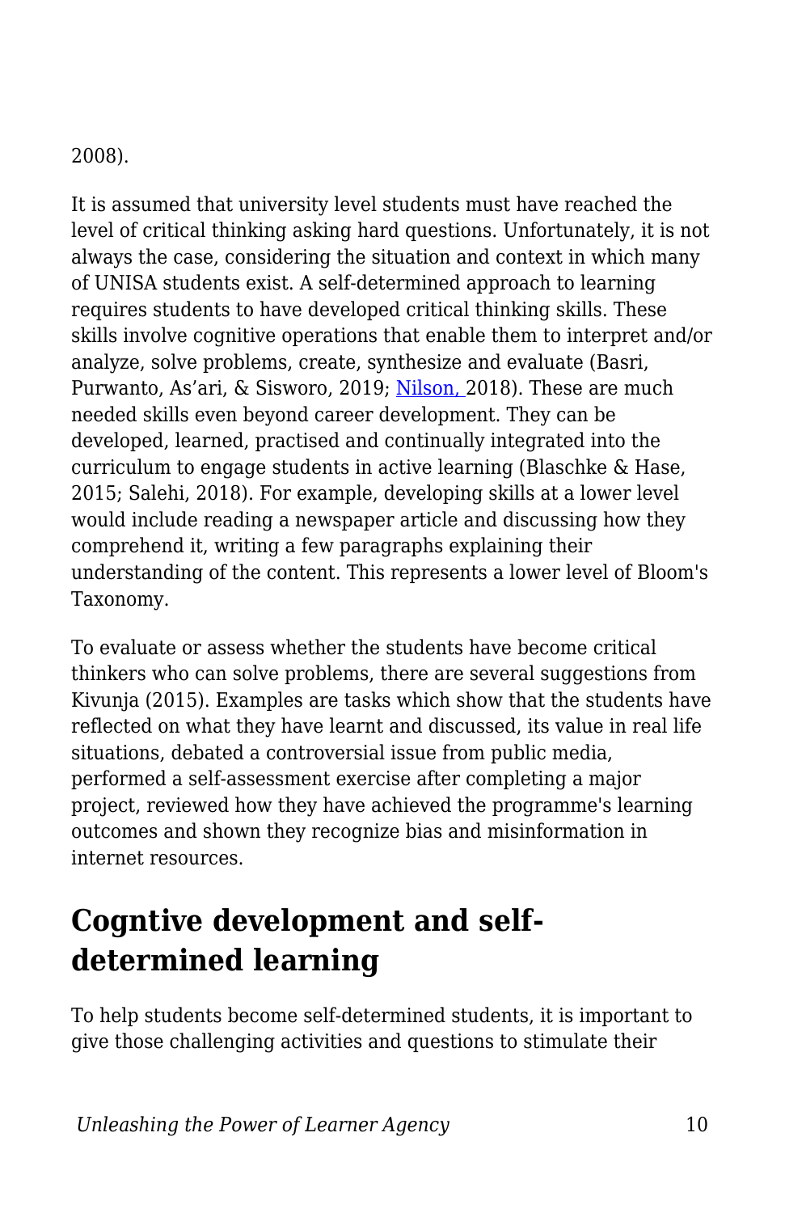2008).

It is assumed that university level students must have reached the level of critical thinking asking hard questions. Unfortunately, it is not always the case, considering the situation and context in which many of UNISA students exist. A self-determined approach to learning requires students to have developed critical thinking skills. These skills involve cognitive operations that enable them to interpret and/or analyze, solve problems, create, synthesize and evaluate (Basri, Purwanto, As'ari, & Sisworo, 2019; Nilson, 2018). These are much needed skills even beyond career development. They can be developed, learned, practised and continually integrated into the curriculum to engage students in active learning (Blaschke & Hase, 2015; Salehi, 2018). For example, developing skills at a lower level would include reading a newspaper article and discussing how they comprehend it, writing a few paragraphs explaining their understanding of the content. This represents a lower level of Bloom's Taxonomy.

To evaluate or assess whether the students have become critical thinkers who can solve problems, there are several suggestions from Kivunja (2015). Examples are tasks which show that the students have reflected on what they have learnt and discussed, its value in real life situations, debated a controversial issue from public media, performed a self-assessment exercise after completing a major project, reviewed how they have achieved the programme's learning outcomes and shown they recognize bias and misinformation in internet resources.

## Cogntive development and self-determined learning

To help students become self-determined students, it is important to give those challenging activities and questions to stimulate their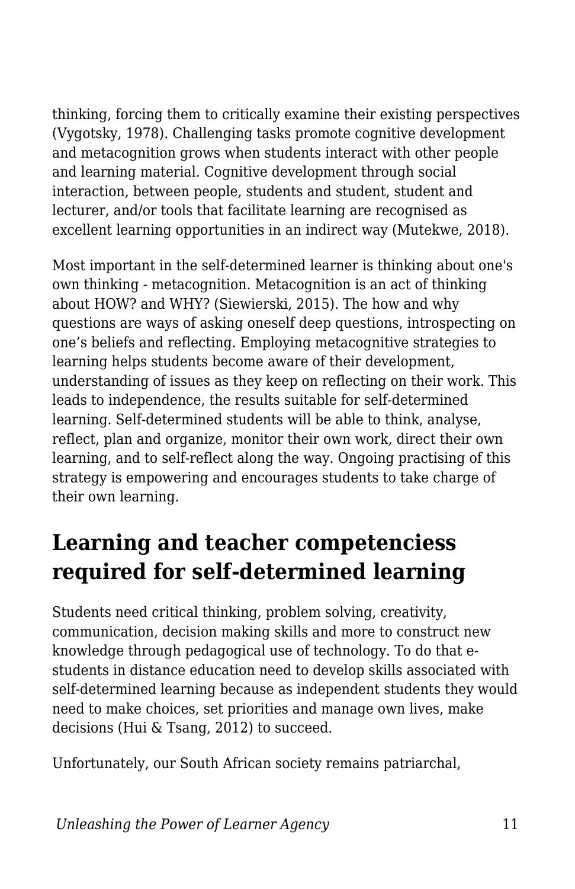thinking, forcing them to critically examine their existing perspectives (Vygotsky, 1978). Challenging tasks promote cognitive development and metacognition grows when students interact with other people and learning material. Cognitive development through social interaction, between people, students and student, student and lecturer, and/or tools that facilitate learning are recognised as excellent learning opportunities in an indirect way (Mutekwe, 2018).

Most important in the self-determined learner is thinking about one's own thinking - metacognition. Metacognition is an act of thinking about HOW? and WHY? (Siewierski, 2015). The how and why questions are ways of asking oneself deep questions, introspecting on one's beliefs and reflecting. Employing metacognitive strategies to learning helps students become aware of their development, understanding of issues as they keep on reflecting on their work. This leads to independence, the results suitable for self-determined learning. Self-determined students will be able to think, analyse, reflect, plan and organize, monitor their own work, direct their own learning, and to self-reflect along the way. Ongoing practising of this strategy is empowering and encourages students to take charge of their own learning.

## Learning and teacher competenciess required for self-determined learning

Students need critical thinking, problem solving, creativity, communication, decision making skills and more to construct new knowledge through pedagogical use of technology. To do that e-students in distance education need to develop skills associated with self-determined learning because as independent students they would need to make choices, set priorities and manage own lives, make decisions (Hui & Tsang, 2012) to succeed.

Unfortunately, our South African society remains patriarchal,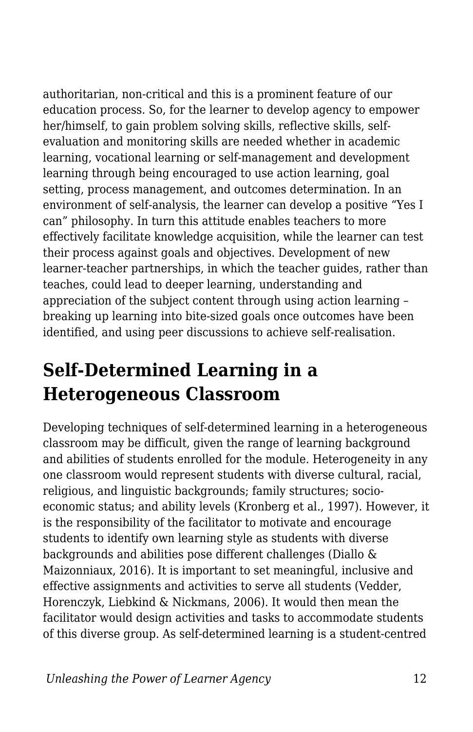authoritarian, non-critical and this is a prominent feature of our education process. So, for the learner to develop agency to empower her/himself, to gain problem solving skills, reflective skills, self-evaluation and monitoring skills are needed whether in academic learning, vocational learning or self-management and development learning through being encouraged to use action learning, goal setting, process management, and outcomes determination. In an environment of self-analysis, the learner can develop a positive "Yes I can" philosophy. In turn this attitude enables teachers to more effectively facilitate knowledge acquisition, while the learner can test their process against goals and objectives. Development of new learner-teacher partnerships, in which the teacher guides, rather than teaches, could lead to deeper learning, understanding and appreciation of the subject content through using action learning – breaking up learning into bite-sized goals once outcomes have been identified, and using peer discussions to achieve self-realisation.

## Self-Determined Learning in a Heterogeneous Classroom

Developing techniques of self-determined learning in a heterogeneous classroom may be difficult, given the range of learning background and abilities of students enrolled for the module. Heterogeneity in any one classroom would represent students with diverse cultural, racial, religious, and linguistic backgrounds; family structures; socio-economic status; and ability levels (Kronberg et al., 1997). However, it is the responsibility of the facilitator to motivate and encourage students to identify own learning style as students with diverse backgrounds and abilities pose different challenges (Diallo & Maizonniaux, 2016). It is important to set meaningful, inclusive and effective assignments and activities to serve all students (Vedder, Horenczyk, Liebkind & Nickmans, 2006). It would then mean the facilitator would design activities and tasks to accommodate students of this diverse group. As self-determined learning is a student-centred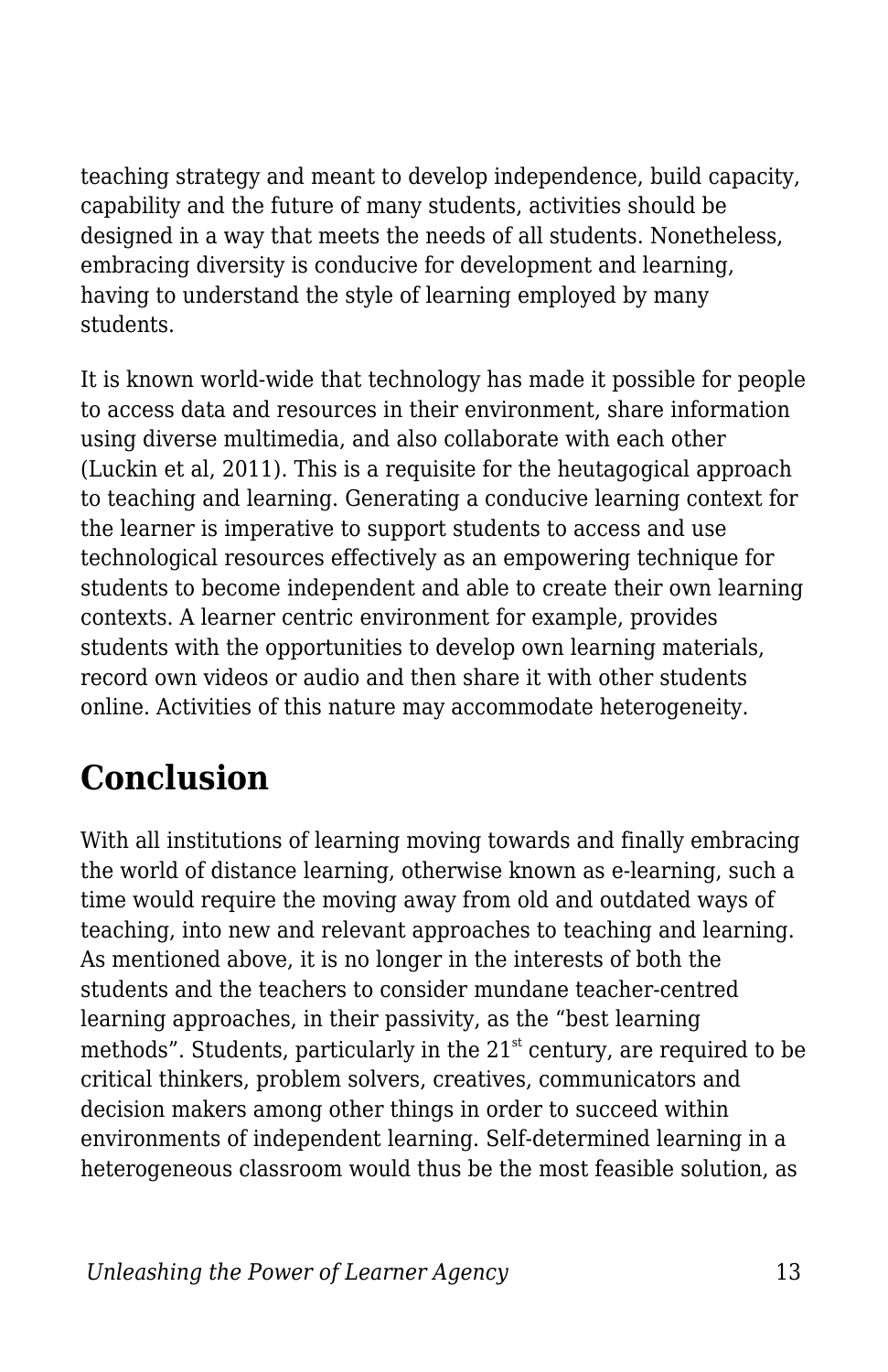teaching strategy and meant to develop independence, build capacity, capability and the future of many students, activities should be designed in a way that meets the needs of all students. Nonetheless, embracing diversity is conducive for development and learning, having to understand the style of learning employed by many students.

It is known world-wide that technology has made it possible for people to access data and resources in their environment, share information using diverse multimedia, and also collaborate with each other (Luckin et al, 2011). This is a requisite for the heutagogical approach to teaching and learning. Generating a conducive learning context for the learner is imperative to support students to access and use technological resources effectively as an empowering technique for students to become independent and able to create their own learning contexts. A learner centric environment for example, provides students with the opportunities to develop own learning materials, record own videos or audio and then share it with other students online. Activities of this nature may accommodate heterogeneity.

## Conclusion

With all institutions of learning moving towards and finally embracing the world of distance learning, otherwise known as e-learning, such a time would require the moving away from old and outdated ways of teaching, into new and relevant approaches to teaching and learning. As mentioned above, it is no longer in the interests of both the students and the teachers to consider mundane teacher-centred learning approaches, in their passivity, as the “best learning methods”. Students, particularly in the 21st century, are required to be critical thinkers, problem solvers, creatives, communicators and decision makers among other things in order to succeed within environments of independent learning. Self-determined learning in a heterogeneous classroom would thus be the most feasible solution, as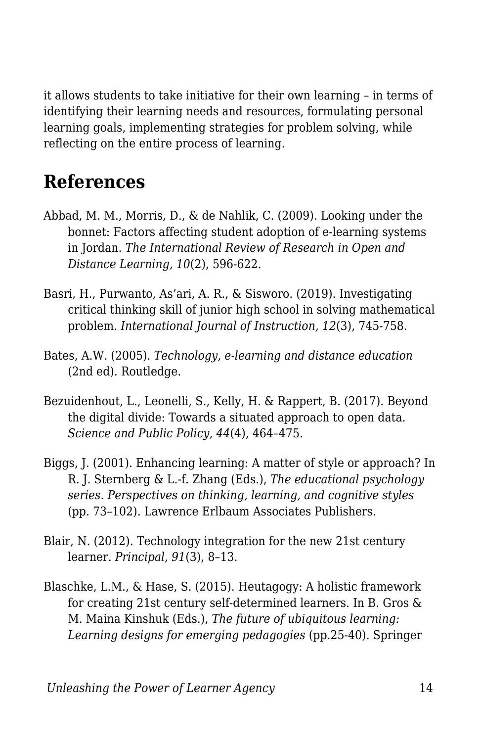it allows students to take initiative for their own learning – in terms of identifying their learning needs and resources, formulating personal learning goals, implementing strategies for problem solving, while reflecting on the entire process of learning.

## References

Abbad, M. M., Morris, D., & de Nahlik, C. (2009). Looking under the bonnet: Factors affecting student adoption of e-learning systems in Jordan. *The International Review of Research in Open and Distance Learning, 10*(2), 596-622.

Basri, H., Purwanto, As'ari, A. R., & Sisworo. (2019). Investigating critical thinking skill of junior high school in solving mathematical problem. *International Journal of Instruction, 12*(3), 745-758.

Bates, A.W. (2005). *Technology, e-learning and distance education* (2nd ed). Routledge.

Bezuidenhout, L., Leonelli, S., Kelly, H. & Rappert, B. (2017). Beyond the digital divide: Towards a situated approach to open data. *Science and Public Policy, 44*(4), 464–475.

Biggs, J. (2001). Enhancing learning: A matter of style or approach? In R. J. Sternberg & L.-f. Zhang (Eds.), *The educational psychology series. Perspectives on thinking, learning, and cognitive styles* (pp. 73–102). Lawrence Erlbaum Associates Publishers.

Blair, N. (2012). Technology integration for the new 21st century learner. *Principal, 91*(3), 8–13.

Blaschke, L.M., & Hase, S. (2015). Heutagogy: A holistic framework for creating 21st century self-determined learners. In B. Gros & M. Maina Kinshuk (Eds.), *The future of ubiquitous learning: Learning designs for emerging pedagogies* (pp.25-40). Springer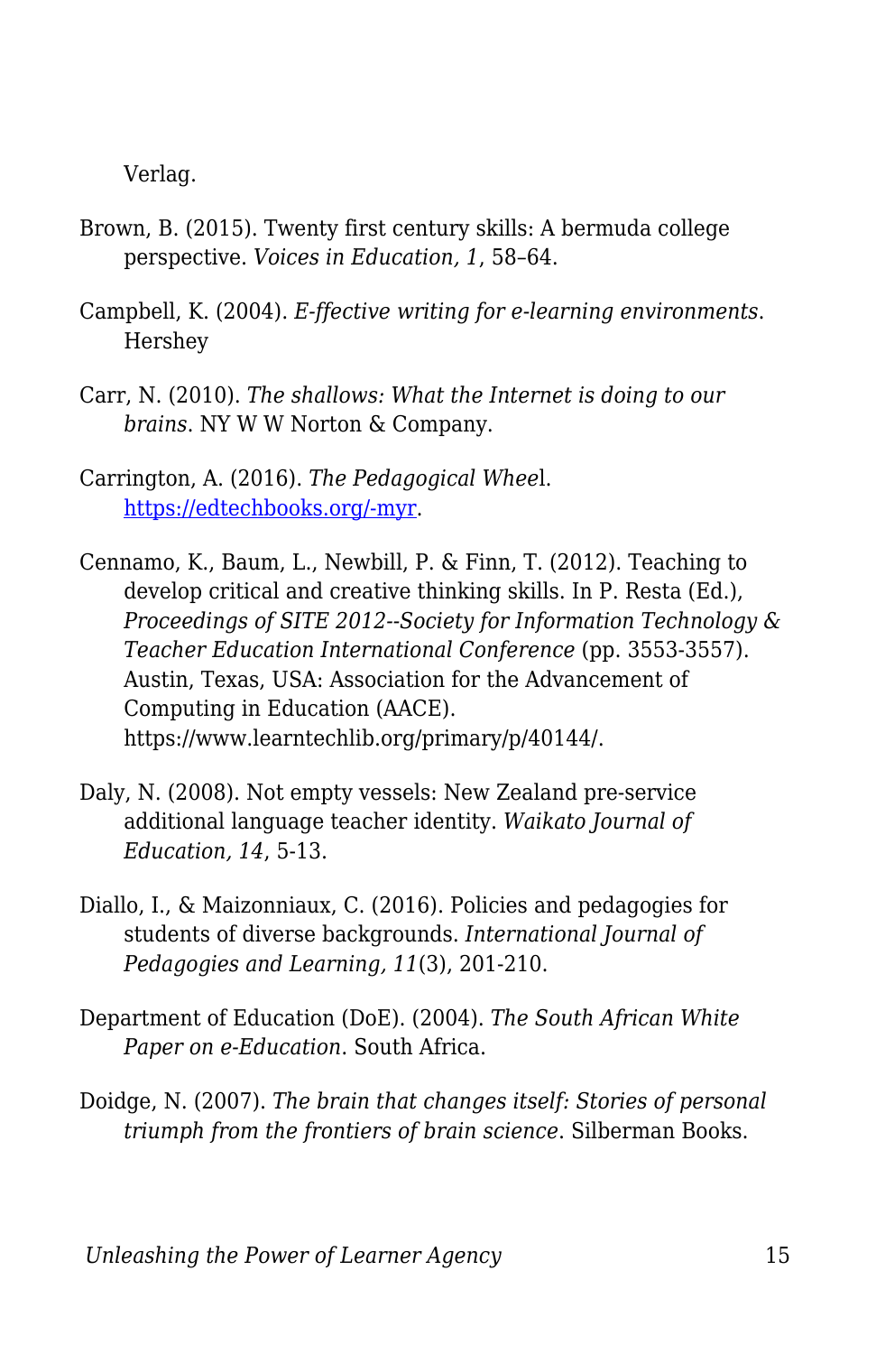Verlag.

Brown, B. (2015). Twenty first century skills: A bermuda college perspective. *Voices in Education, 1*, 58–64.

Campbell, K. (2004). *E-ffective writing for e-learning environments*. Hershey

Carr, N. (2010). *The shallows: What the Internet is doing to our brains*. NY W W Norton & Company.

Carrington, A. (2016). *The Pedagogical Wheel*. [https://edtechbooks.org/-myr](https://edtechbooks.org/-myr).

Cennamo, K., Baum, L., Newbill, P. & Finn, T. (2012). Teaching to develop critical and creative thinking skills. In P. Resta (Ed.), *Proceedings of SITE 2012--Society for Information Technology & Teacher Education International Conference* (pp. 3553-3557). Austin, Texas, USA: Association for the Advancement of Computing in Education (AACE). https://www.learntechlib.org/primary/p/40144/.

Daly, N. (2008). Not empty vessels: New Zealand pre-service additional language teacher identity. *Waikato Journal of Education, 14*, 5-13.

Diallo, I., & Maizonniaux, C. (2016). Policies and pedagogies for students of diverse backgrounds. *International Journal of Pedagogies and Learning, 11*(3), 201-210.

Department of Education (DoE). (2004). *The South African White Paper on e-Education*. South Africa.

Doidge, N. (2007). *The brain that changes itself: Stories of personal triumph from the frontiers of brain science*. Silberman Books.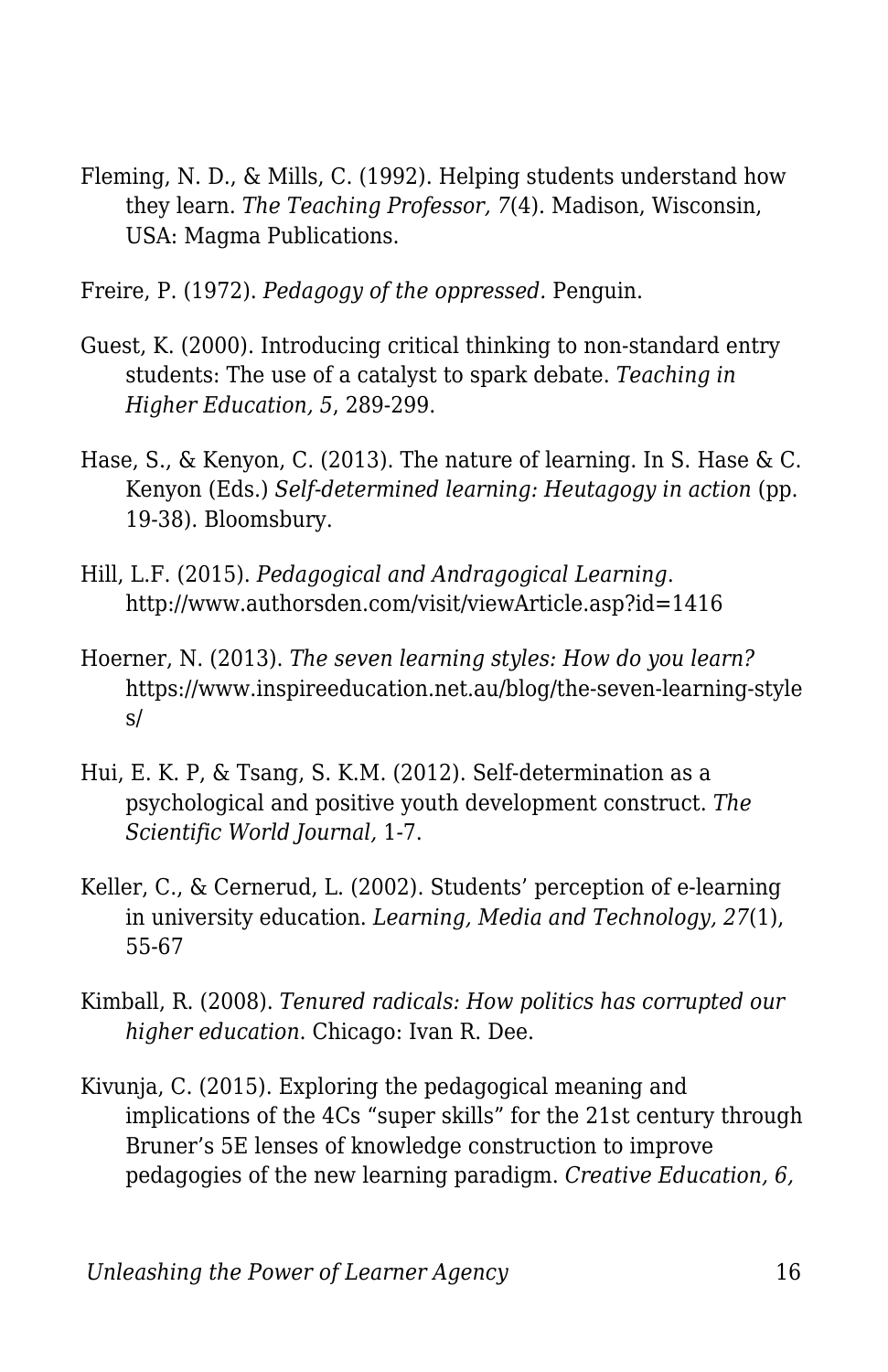Fleming, N. D., & Mills, C. (1992). Helping students understand how they learn. *The Teaching Professor, 7*(4). Madison, Wisconsin, USA: Magma Publications.

Freire, P. (1972). *Pedagogy of the oppressed.* Penguin.

Guest, K. (2000). Introducing critical thinking to non-standard entry students: The use of a catalyst to spark debate. *Teaching in Higher Education, 5*, 289-299.

Hase, S., & Kenyon, C. (2013). The nature of learning. In S. Hase & C. Kenyon (Eds.) *Self-determined learning: Heutagogy in action* (pp. 19-38). Bloomsbury.

Hill, L.F. (2015). *Pedagogical and Andragogical Learning*. http://www.authorsden.com/visit/viewArticle.asp?id=1416

Hoerner, N. (2013). *The seven learning styles: How do you learn?* https://www.inspireeducation.net.au/blog/the-seven-learning-styles/

Hui, E. K. P, & Tsang, S. K.M. (2012). Self-determination as a psychological and positive youth development construct. *The Scientific World Journal,* 1-7.

Keller, C., & Cernerud, L. (2002). Students' perception of e-learning in university education. *Learning, Media and Technology, 27*(1), 55-67

Kimball, R. (2008). *Tenured radicals: How politics has corrupted our higher education*. Chicago: Ivan R. Dee.

Kivunja, C. (2015). Exploring the pedagogical meaning and implications of the 4Cs "super skills" for the 21st century through Bruner's 5E lenses of knowledge construction to improve pedagogies of the new learning paradigm. *Creative Education, 6,*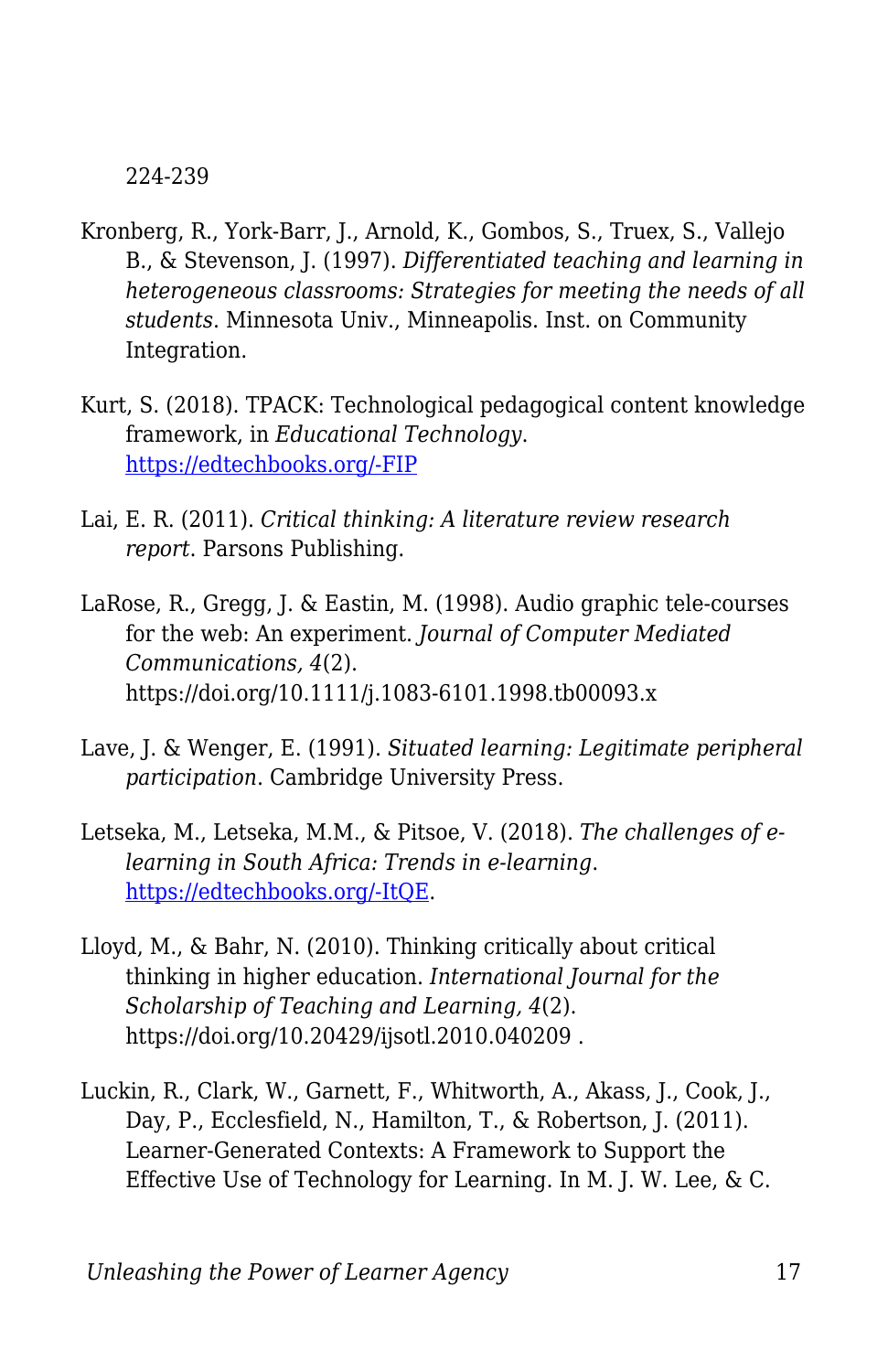224-239

Kronberg, R., York-Barr, J., Arnold, K., Gombos, S., Truex, S., Vallejo B., & Stevenson, J. (1997). *Differentiated teaching and learning in heterogeneous classrooms: Strategies for meeting the needs of all students*. Minnesota Univ., Minneapolis. Inst. on Community Integration.

Kurt, S. (2018). TPACK: Technological pedagogical content knowledge framework, in *Educational Technology*. [https://edtechbooks.org/-FIP](https://edtechbooks.org/-FIP)

Lai, E. R. (2011). *Critical thinking: A literature review research report*. Parsons Publishing.

LaRose, R., Gregg, J. & Eastin, M. (1998). Audio graphic tele-courses for the web: An experiment. *Journal of Computer Mediated Communications, 4*(2). https://doi.org/10.1111/j.1083-6101.1998.tb00093.x

Lave, J. & Wenger, E. (1991). *Situated learning: Legitimate peripheral participation*. Cambridge University Press.

Letseka, M., Letseka, M.M., & Pitsoe, V. (2018). *The challenges of e-learning in South Africa: Trends in e-learning*. [https://edtechbooks.org/-ItQE](https://edtechbooks.org/-ItQE).

Lloyd, M., & Bahr, N. (2010). Thinking critically about critical thinking in higher education. *International Journal for the Scholarship of Teaching and Learning, 4*(2). https://doi.org/10.20429/ijsotl.2010.040209 .

Luckin, R., Clark, W., Garnett, F., Whitworth, A., Akass, J., Cook, J., Day, P., Ecclesfield, N., Hamilton, T., & Robertson, J. (2011). Learner-Generated Contexts: A Framework to Support the Effective Use of Technology for Learning. In M. J. W. Lee, & C.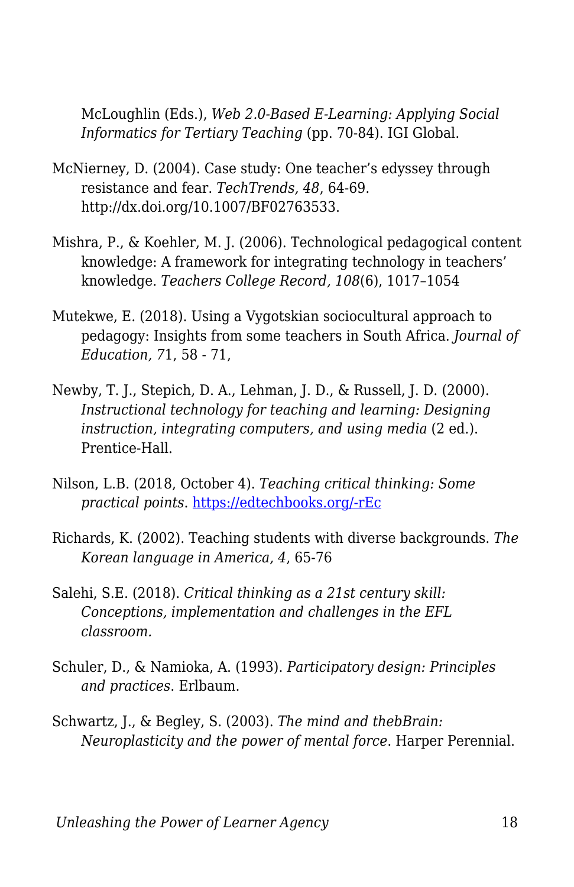McLoughlin (Eds.), *Web 2.0-Based E-Learning: Applying Social Informatics for Tertiary Teaching* (pp. 70-84). IGI Global.

McNierney, D. (2004). Case study: One teacher's edyssey through resistance and fear. *TechTrends, 48*, 64-69. http://dx.doi.org/10.1007/BF02763533.

Mishra, P., & Koehler, M. J. (2006). Technological pedagogical content knowledge: A framework for integrating technology in teachers' knowledge. *Teachers College Record, 108*(6), 1017–1054

Mutekwe, E. (2018). Using a Vygotskian sociocultural approach to pedagogy: Insights from some teachers in South Africa. *Journal of Education,* 71, 58 - 71,

Newby, T. J., Stepich, D. A., Lehman, J. D., & Russell, J. D. (2000). *Instructional technology for teaching and learning: Designing instruction, integrating computers, and using media* (2 ed.). Prentice-Hall.

Nilson, L.B. (2018, October 4). *Teaching critical thinking: Some practical points*. [https://edtechbooks.org/-rEc](https://edtechbooks.org/-rEc)

Richards, K. (2002). Teaching students with diverse backgrounds. *The Korean language in America, 4*, 65-76

Salehi, S.E. (2018). *Critical thinking as a 21st century skill: Conceptions, implementation and challenges in the EFL classroom.*

Schuler, D., & Namioka, A. (1993). *Participatory design: Principles and practices*. Erlbaum.

Schwartz, J., & Begley, S. (2003). *The mind and thebBrain: Neuroplasticity and the power of mental force*. Harper Perennial.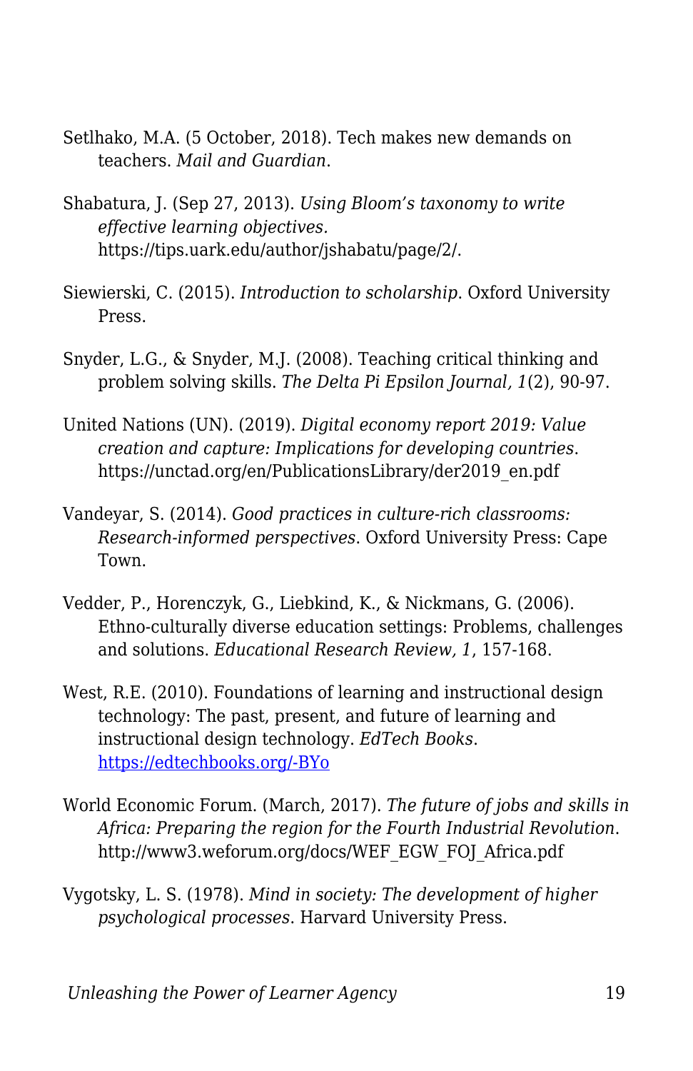Setlhako, M.A. (5 October, 2018). Tech makes new demands on teachers. *Mail and Guardian*.

Shabatura, J. (Sep 27, 2013). *Using Bloom's taxonomy to write effective learning objectives.* https://tips.uark.edu/author/jshabatu/page/2/.

Siewierski, C. (2015). *Introduction to scholarship*. Oxford University Press.

Snyder, L.G., & Snyder, M.J. (2008). Teaching critical thinking and problem solving skills. *The Delta Pi Epsilon Journal, 1*(2), 90-97.

United Nations (UN). (2019). *Digital economy report 2019: Value creation and capture: Implications for developing countries*. https://unctad.org/en/PublicationsLibrary/der2019_en.pdf

Vandeyar, S. (2014). *Good practices in culture-rich classrooms: Research-informed perspectives*. Oxford University Press: Cape Town.

Vedder, P., Horenczyk, G., Liebkind, K., & Nickmans, G. (2006). Ethno-culturally diverse education settings: Problems, challenges and solutions. *Educational Research Review, 1*, 157-168.

West, R.E. (2010). Foundations of learning and instructional design technology: The past, present, and future of learning and instructional design technology. *EdTech Books*. [https://edtechbooks.org/-BYo](https://edtechbooks.org/-BYo)

World Economic Forum. (March, 2017). *The future of jobs and skills in Africa: Preparing the region for the Fourth Industrial Revolution*. http://www3.weforum.org/docs/WEF_EGW_FOJ_Africa.pdf

Vygotsky, L. S. (1978). *Mind in society: The development of higher psychological processes*. Harvard University Press.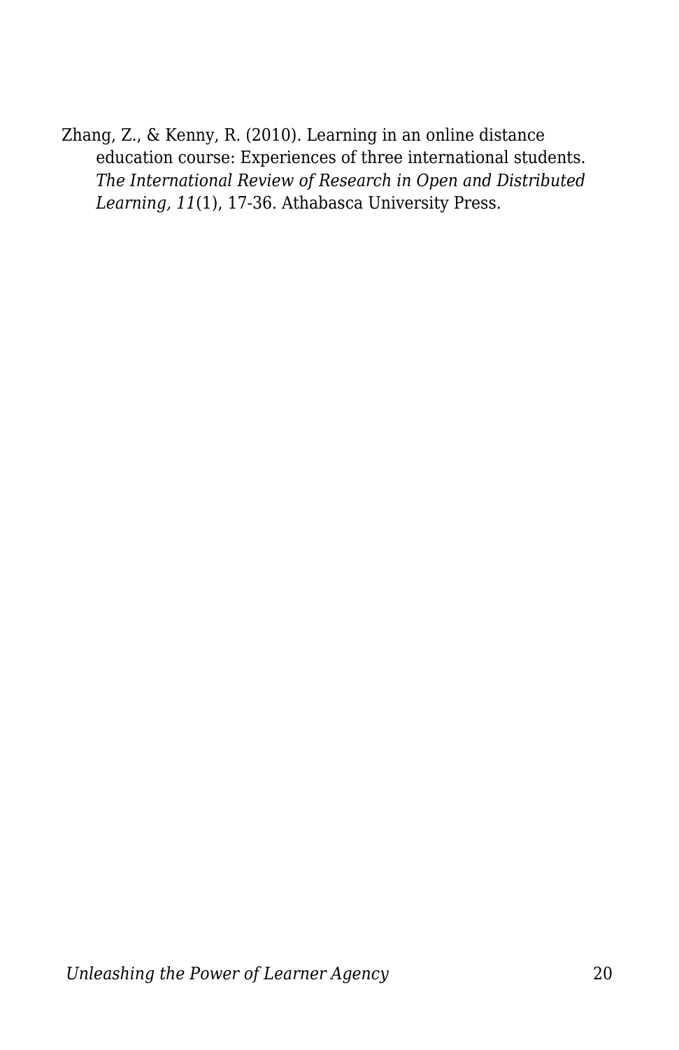Zhang, Z., & Kenny, R. (2010). Learning in an online distance education course: Experiences of three international students. *The International Review of Research in Open and Distributed Learning, 11*(1), 17-36. Athabasca University Press.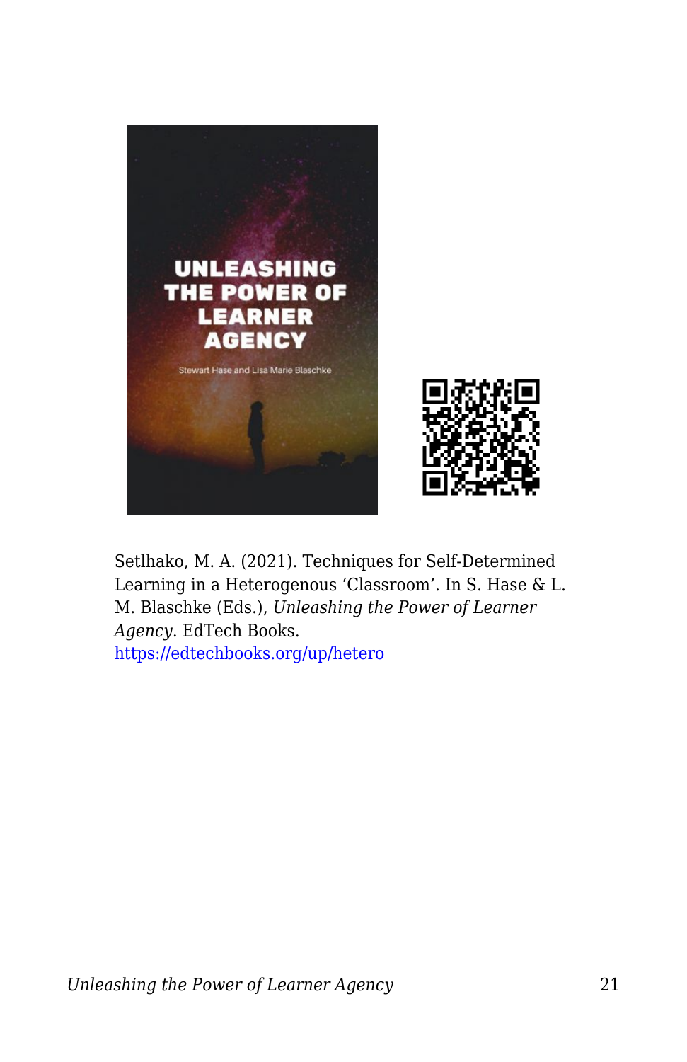Setlhako, M. A. (2021). Techniques for Self-Determined Learning in a Heterogenous 'Classroom'. In S. Hase & L. M. Blaschke (Eds.), *Unleashing the Power of Learner Agency*. EdTech Books. https://edtechbooks.org/up/hetero